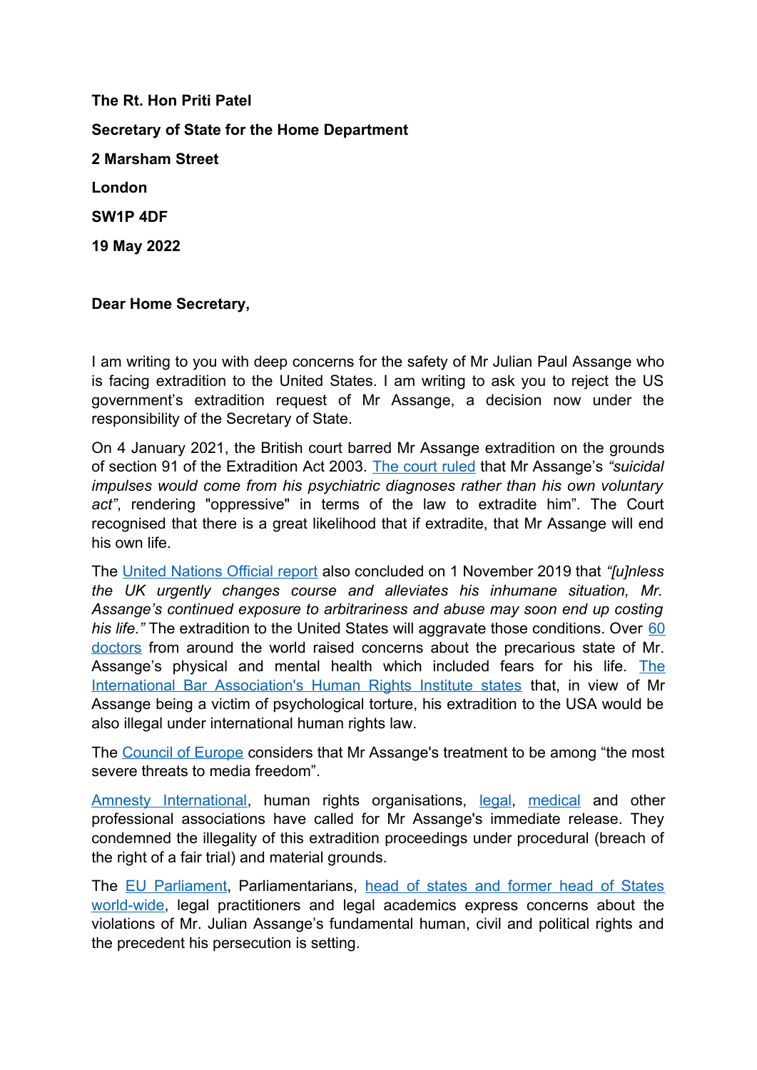**The Rt. Hon Priti Patel**

**Secretary of State for the Home Department**

**2 Marsham Street**

**London**

**SW1P 4DF**

**19 May 2022**

**Dear Home Secretary,**

I am writing to you with deep concerns for the safety of Mr Julian Paul Assange who is facing extradition to the United States. I am writing to ask you to reject the US government's extradition request of Mr Assange, a decision now under the responsibility of the Secretary of State.

On 4 January 2021, the British court barred Mr Assange extradition on the grounds of section 91 of the Extradition Act 2003. The court ruled that Mr Assange's *"suicidal impulses would come from his psychiatric diagnoses rather than his own voluntary act"*, rendering "oppressive" in terms of the law to extradite him". The Court recognised that there is a great likelihood that if extradite, that Mr Assange will end his own life.

The United Nations Official report also concluded on 1 November 2019 that *"[u]nless the UK urgently changes course and alleviates his inhumane situation, Mr. Assange's continued exposure to arbitrariness and abuse may soon end up costing his life."* The extradition to the United States will aggravate those conditions. Over 60 doctors from around the world raised concerns about the precarious state of Mr. Assange's physical and mental health which included fears for his life. The International Bar Association's Human Rights Institute states that, in view of Mr Assange being a victim of psychological torture, his extradition to the USA would be also illegal under international human rights law.

The Council of Europe considers that Mr Assange's treatment to be among "the most severe threats to media freedom".

Amnesty International, human rights organisations, legal, medical and other professional associations have called for Mr Assange's immediate release. They condemned the illegality of this extradition proceedings under procedural (breach of the right of a fair trial) and material grounds.

The EU Parliament, Parliamentarians, head of states and former head of States world-wide, legal practitioners and legal academics express concerns about the violations of Mr. Julian Assange's fundamental human, civil and political rights and the precedent his persecution is setting.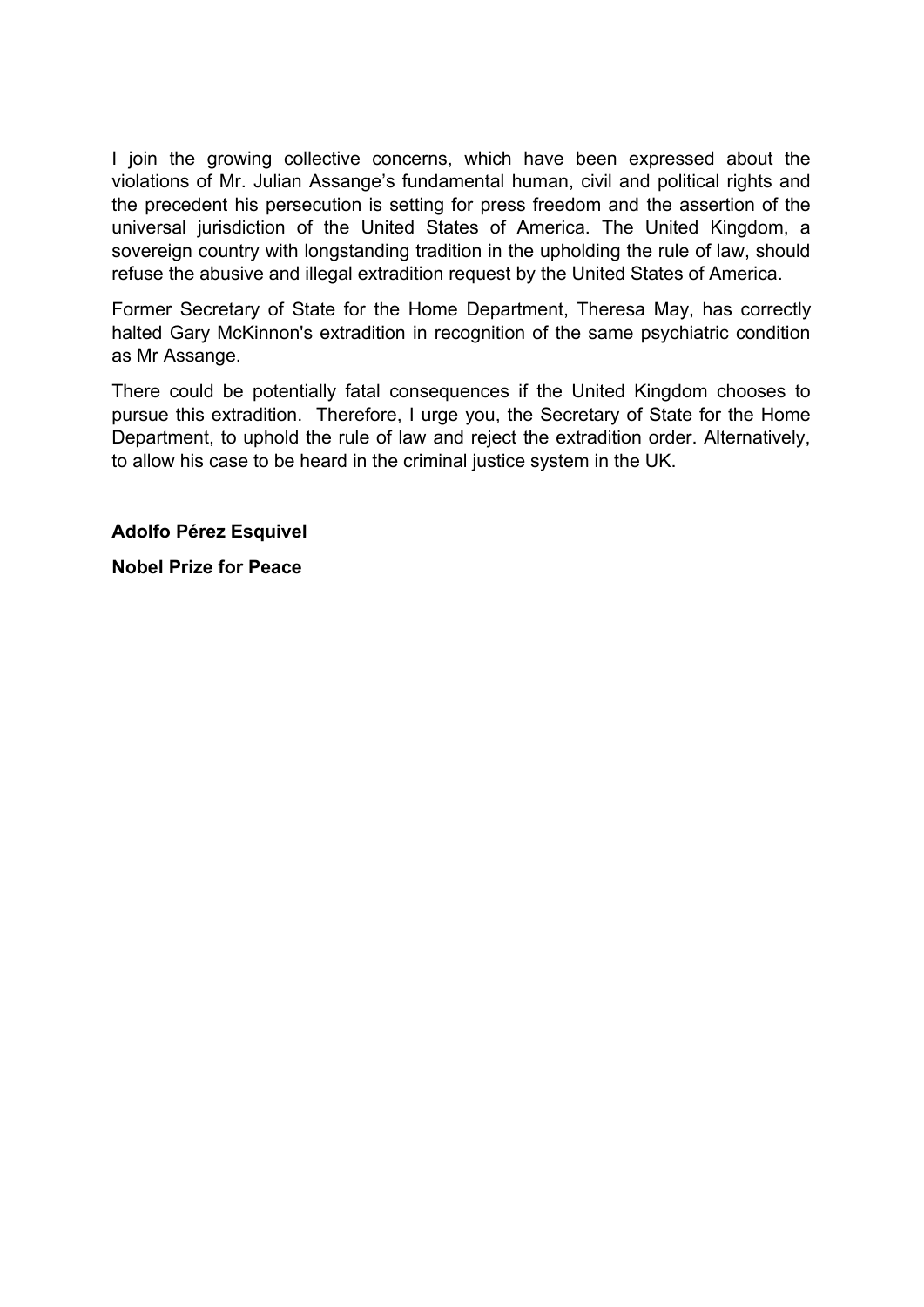I join the growing collective concerns, which have been expressed about the violations of Mr. Julian Assange's fundamental human, civil and political rights and the precedent his persecution is setting for press freedom and the assertion of the universal jurisdiction of the United States of America. The United Kingdom, a sovereign country with longstanding tradition in the upholding the rule of law, should refuse the abusive and illegal extradition request by the United States of America.

Former Secretary of State for the Home Department, Theresa May, has correctly halted Gary McKinnon's extradition in recognition of the same psychiatric condition as Mr Assange.

There could be potentially fatal consequences if the United Kingdom chooses to pursue this extradition. Therefore, I urge you, the Secretary of State for the Home Department, to uphold the rule of law and reject the extradition order. Alternatively, to allow his case to be heard in the criminal justice system in the UK.

**Adolfo Pérez Esquivel**

**Nobel Prize for Peace**